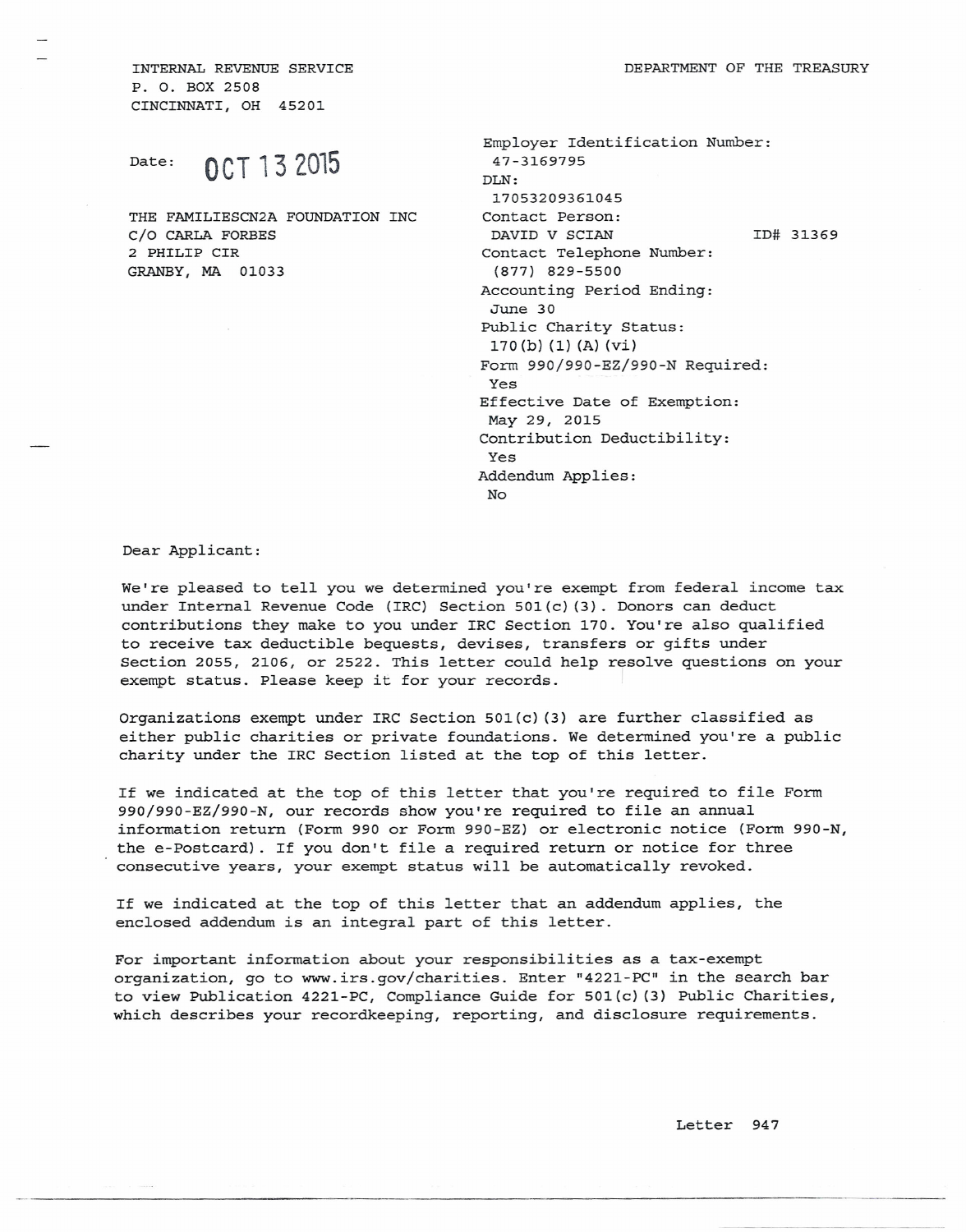INTERNAL REVENUE SERVICE
P. O. BOX 2508
CINCINNATI, OH 45201

DEPARTMENT OF THE TREASURY

Date: OCT 13 2015

THE FAMILIESCN2A FOUNDATION INC
C/O CARLA FORBES
2 PHILIP CIR
GRANBY, MA 01033

Employer Identification Number:
47-3169795
DLN:
17053209361045
Contact Person:
DAVID V SCIAN ID# 31369
Contact Telephone Number:
(877) 829-5500
Accounting Period Ending:
June 30
Public Charity Status:
170(b)(1)(A)(vi)
Form 990/990-EZ/990-N Required:
Yes
Effective Date of Exemption:
May 29, 2015
Contribution Deductibility:
Yes
Addendum Applies:
No

Dear Applicant:

We're pleased to tell you we determined you're exempt from federal income tax under Internal Revenue Code (IRC) Section 501(c)(3). Donors can deduct contributions they make to you under IRC Section 170. You're also qualified to receive tax deductible bequests, devises, transfers or gifts under Section 2055, 2106, or 2522. This letter could help resolve questions on your exempt status. Please keep it for your records.

Organizations exempt under IRC Section 501(c)(3) are further classified as either public charities or private foundations. We determined you're a public charity under the IRC Section listed at the top of this letter.

If we indicated at the top of this letter that you're required to file Form 990/990-EZ/990-N, our records show you're required to file an annual information return (Form 990 or Form 990-EZ) or electronic notice (Form 990-N, the e-Postcard). If you don't file a required return or notice for three consecutive years, your exempt status will be automatically revoked.

If we indicated at the top of this letter that an addendum applies, the enclosed addendum is an integral part of this letter.

For important information about your responsibilities as a tax-exempt organization, go to www.irs.gov/charities. Enter "4221-PC" in the search bar to view Publication 4221-PC, Compliance Guide for 501(c)(3) Public Charities, which describes your recordkeeping, reporting, and disclosure requirements.

Letter 947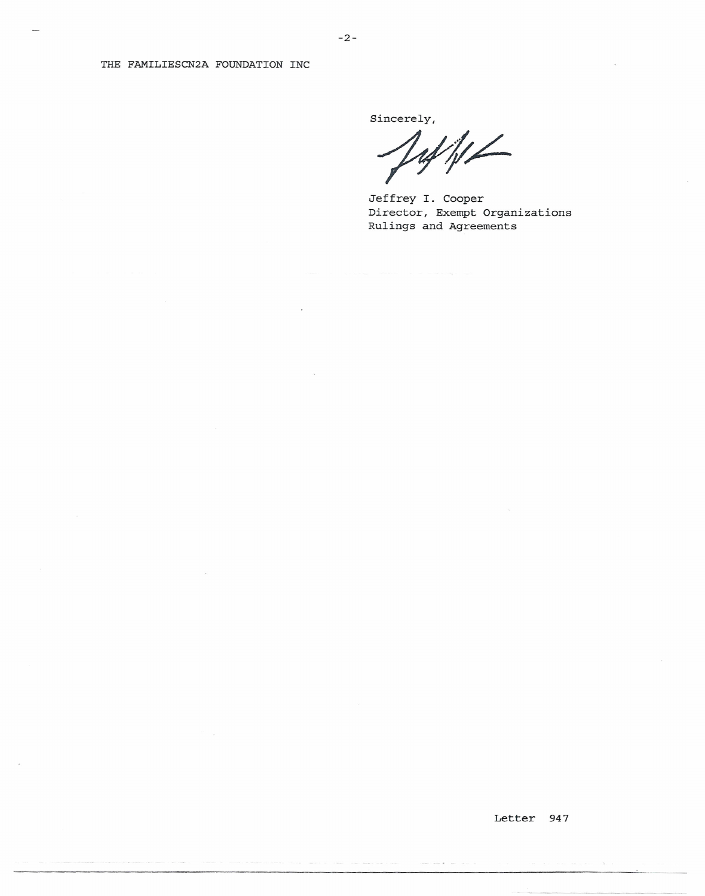THE FAMILIESCN2A FOUNDATION INC

Sincerely,

Jeffrey I. Cooper
Director, Exempt Organizations
Rulings and Agreements

Letter 947